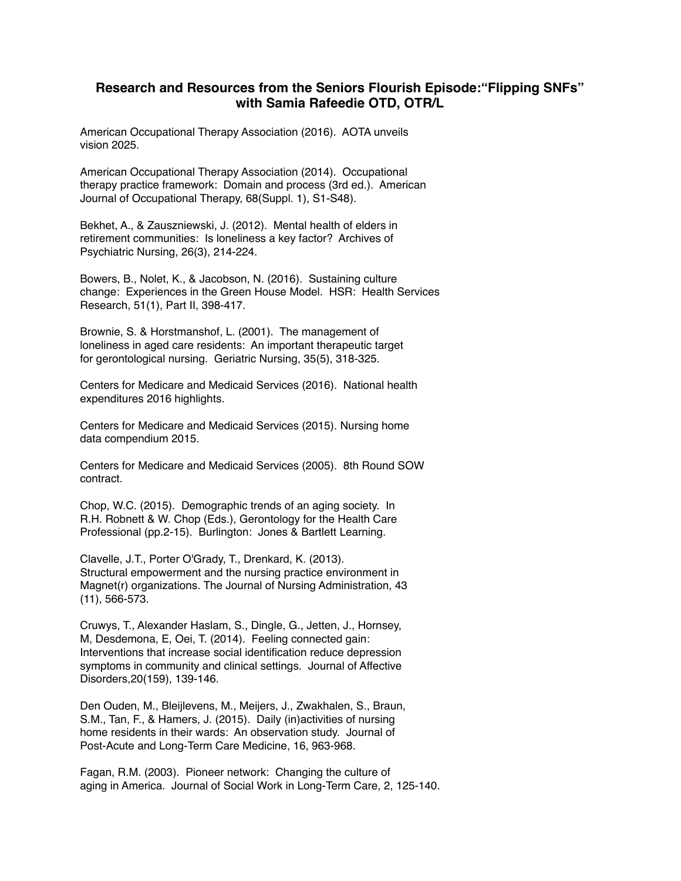# Research and Resources from the Seniors Flourish Episode:"Flipping SNFs" with Samia Rafeedie OTD, OTR/L

American Occupational Therapy Association (2016). AOTA unveils vision 2025.

American Occupational Therapy Association (2014). Occupational therapy practice framework: Domain and process (3rd ed.). American Journal of Occupational Therapy, 68(Suppl. 1), S1-S48).

Bekhet, A., & Zauszniewski, J. (2012). Mental health of elders in retirement communities: Is loneliness a key factor? Archives of Psychiatric Nursing, 26(3), 214-224.

Bowers, B., Nolet, K., & Jacobson, N. (2016). Sustaining culture change: Experiences in the Green House Model. HSR: Health Services Research, 51(1), Part II, 398-417.

Brownie, S. & Horstmanshof, L. (2001). The management of loneliness in aged care residents: An important therapeutic target for gerontological nursing. Geriatric Nursing, 35(5), 318-325.

Centers for Medicare and Medicaid Services (2016). National health expenditures 2016 highlights.

Centers for Medicare and Medicaid Services (2015). Nursing home data compendium 2015.

Centers for Medicare and Medicaid Services (2005). 8th Round SOW contract.

Chop, W.C. (2015). Demographic trends of an aging society. In R.H. Robnett & W. Chop (Eds.), Gerontology for the Health Care Professional (pp.2-15). Burlington: Jones & Bartlett Learning.

Clavelle, J.T., Porter O'Grady, T., Drenkard, K. (2013). Structural empowerment and the nursing practice environment in Magnet(r) organizations. The Journal of Nursing Administration, 43 (11), 566-573.

Cruwys, T., Alexander Haslam, S., Dingle, G., Jetten, J., Hornsey, M, Desdemona, E, Oei, T. (2014). Feeling connected gain: Interventions that increase social identification reduce depression symptoms in community and clinical settings. Journal of Affective Disorders,20(159), 139-146.

Den Ouden, M., Bleijlevens, M., Meijers, J., Zwakhalen, S., Braun, S.M., Tan, F., & Hamers, J. (2015). Daily (in)activities of nursing home residents in their wards: An observation study. Journal of Post-Acute and Long-Term Care Medicine, 16, 963-968.

Fagan, R.M. (2003). Pioneer network: Changing the culture of aging in America. Journal of Social Work in Long-Term Care, 2, 125-140.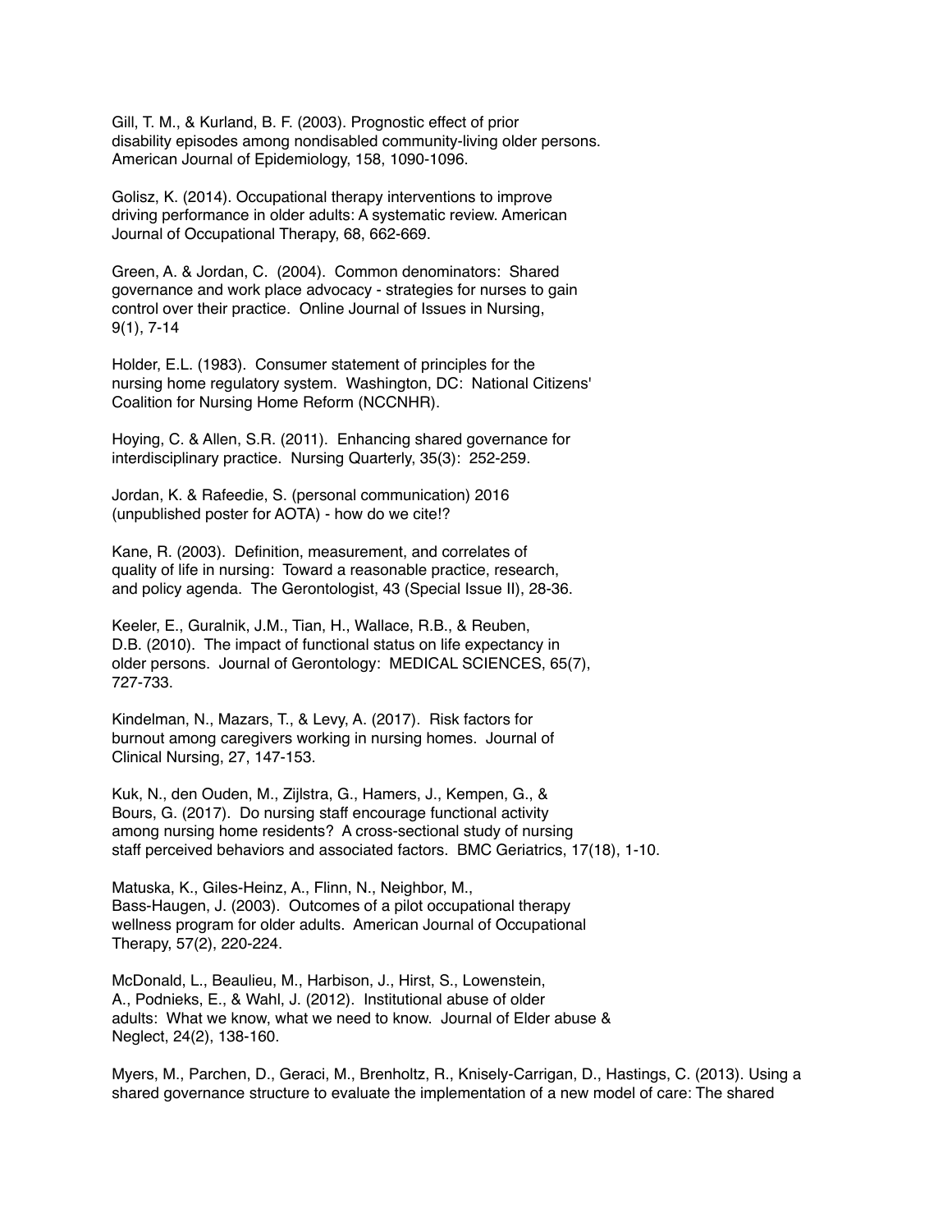Gill, T. M., & Kurland, B. F. (2003). Prognostic effect of prior disability episodes among nondisabled community-living older persons. American Journal of Epidemiology, 158, 1090-1096.

Golisz, K. (2014). Occupational therapy interventions to improve driving performance in older adults: A systematic review. American Journal of Occupational Therapy, 68, 662-669.

Green, A. & Jordan, C. (2004). Common denominators: Shared governance and work place advocacy - strategies for nurses to gain control over their practice. Online Journal of Issues in Nursing, 9(1), 7-14

Holder, E.L. (1983). Consumer statement of principles for the nursing home regulatory system. Washington, DC: National Citizens' Coalition for Nursing Home Reform (NCCNHR).

Hoying, C. & Allen, S.R. (2011). Enhancing shared governance for interdisciplinary practice. Nursing Quarterly, 35(3): 252-259.

Jordan, K. & Rafeedie, S. (personal communication) 2016 (unpublished poster for AOTA) - how do we cite!?

Kane, R. (2003). Definition, measurement, and correlates of quality of life in nursing: Toward a reasonable practice, research, and policy agenda. The Gerontologist, 43 (Special Issue II), 28-36.

Keeler, E., Guralnik, J.M., Tian, H., Wallace, R.B., & Reuben, D.B. (2010). The impact of functional status on life expectancy in older persons. Journal of Gerontology: MEDICAL SCIENCES, 65(7), 727-733.

Kindelman, N., Mazars, T., & Levy, A. (2017). Risk factors for burnout among caregivers working in nursing homes. Journal of Clinical Nursing, 27, 147-153.

Kuk, N., den Ouden, M., Zijlstra, G., Hamers, J., Kempen, G., & Bours, G. (2017). Do nursing staff encourage functional activity among nursing home residents? A cross-sectional study of nursing staff perceived behaviors and associated factors. BMC Geriatrics, 17(18), 1-10.

Matuska, K., Giles-Heinz, A., Flinn, N., Neighbor, M., Bass-Haugen, J. (2003). Outcomes of a pilot occupational therapy wellness program for older adults. American Journal of Occupational Therapy, 57(2), 220-224.

McDonald, L., Beaulieu, M., Harbison, J., Hirst, S., Lowenstein, A., Podnieks, E., & Wahl, J. (2012). Institutional abuse of older adults: What we know, what we need to know. Journal of Elder abuse & Neglect, 24(2), 138-160.

Myers, M., Parchen, D., Geraci, M., Brenholtz, R., Knisely-Carrigan, D., Hastings, C. (2013). Using a shared governance structure to evaluate the implementation of a new model of care: The shared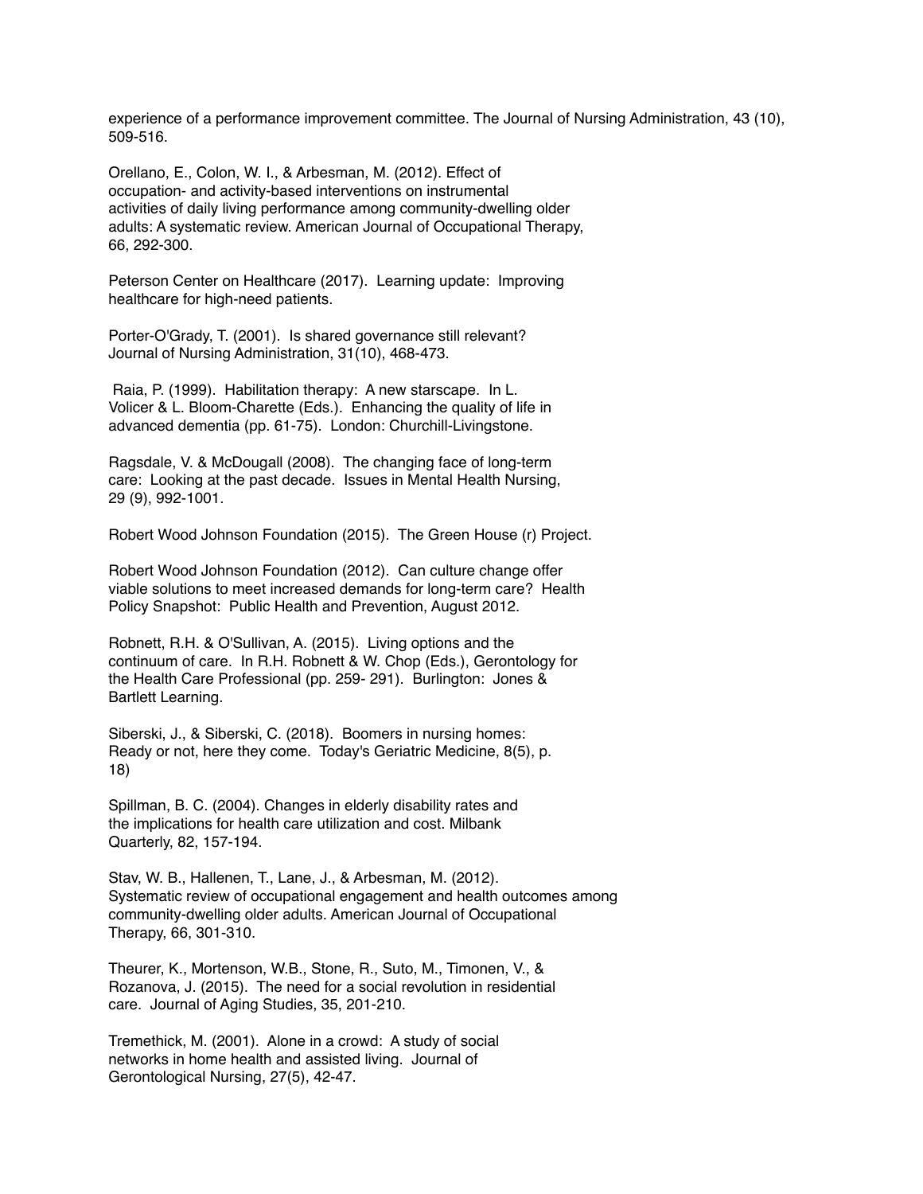experience of a performance improvement committee. The Journal of Nursing Administration, 43 (10), 509-516.

Orellano, E., Colon, W. I., & Arbesman, M. (2012). Effect of occupation- and activity-based interventions on instrumental activities of daily living performance among community-dwelling older adults: A systematic review. American Journal of Occupational Therapy, 66, 292-300.

Peterson Center on Healthcare (2017). Learning update: Improving healthcare for high-need patients.

Porter-O'Grady, T. (2001). Is shared governance still relevant? Journal of Nursing Administration, 31(10), 468-473.

Raia, P. (1999). Habilitation therapy: A new starscape. In L. Volicer & L. Bloom-Charette (Eds.). Enhancing the quality of life in advanced dementia (pp. 61-75). London: Churchill-Livingstone.

Ragsdale, V. & McDougall (2008). The changing face of long-term care: Looking at the past decade. Issues in Mental Health Nursing, 29 (9), 992-1001.

Robert Wood Johnson Foundation (2015). The Green House (r) Project.

Robert Wood Johnson Foundation (2012). Can culture change offer viable solutions to meet increased demands for long-term care? Health Policy Snapshot: Public Health and Prevention, August 2012.

Robnett, R.H. & O'Sullivan, A. (2015). Living options and the continuum of care. In R.H. Robnett & W. Chop (Eds.), Gerontology for the Health Care Professional (pp. 259- 291). Burlington: Jones & Bartlett Learning.

Siberski, J., & Siberski, C. (2018). Boomers in nursing homes: Ready or not, here they come. Today's Geriatric Medicine, 8(5), p. 18)

Spillman, B. C. (2004). Changes in elderly disability rates and the implications for health care utilization and cost. Milbank Quarterly, 82, 157-194.

Stav, W. B., Hallenen, T., Lane, J., & Arbesman, M. (2012). Systematic review of occupational engagement and health outcomes among community-dwelling older adults. American Journal of Occupational Therapy, 66, 301-310.

Theurer, K., Mortenson, W.B., Stone, R., Suto, M., Timonen, V., & Rozanova, J. (2015). The need for a social revolution in residential care. Journal of Aging Studies, 35, 201-210.

Tremethick, M. (2001). Alone in a crowd: A study of social networks in home health and assisted living. Journal of Gerontological Nursing, 27(5), 42-47.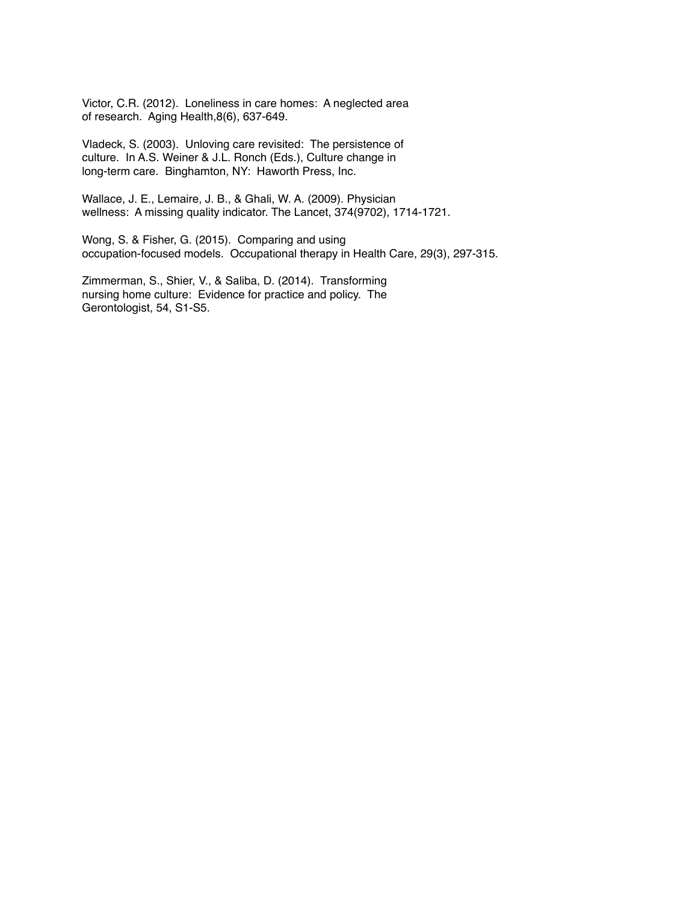Victor, C.R. (2012). Loneliness in care homes: A neglected area of research. Aging Health,8(6), 637-649.

Vladeck, S. (2003). Unloving care revisited: The persistence of culture. In A.S. Weiner & J.L. Ronch (Eds.), Culture change in long-term care. Binghamton, NY: Haworth Press, Inc.

Wallace, J. E., Lemaire, J. B., & Ghali, W. A. (2009). Physician wellness: A missing quality indicator. The Lancet, 374(9702), 1714-1721.

Wong, S. & Fisher, G. (2015). Comparing and using occupation-focused models. Occupational therapy in Health Care, 29(3), 297-315.

Zimmerman, S., Shier, V., & Saliba, D. (2014). Transforming nursing home culture: Evidence for practice and policy. The Gerontologist, 54, S1-S5.